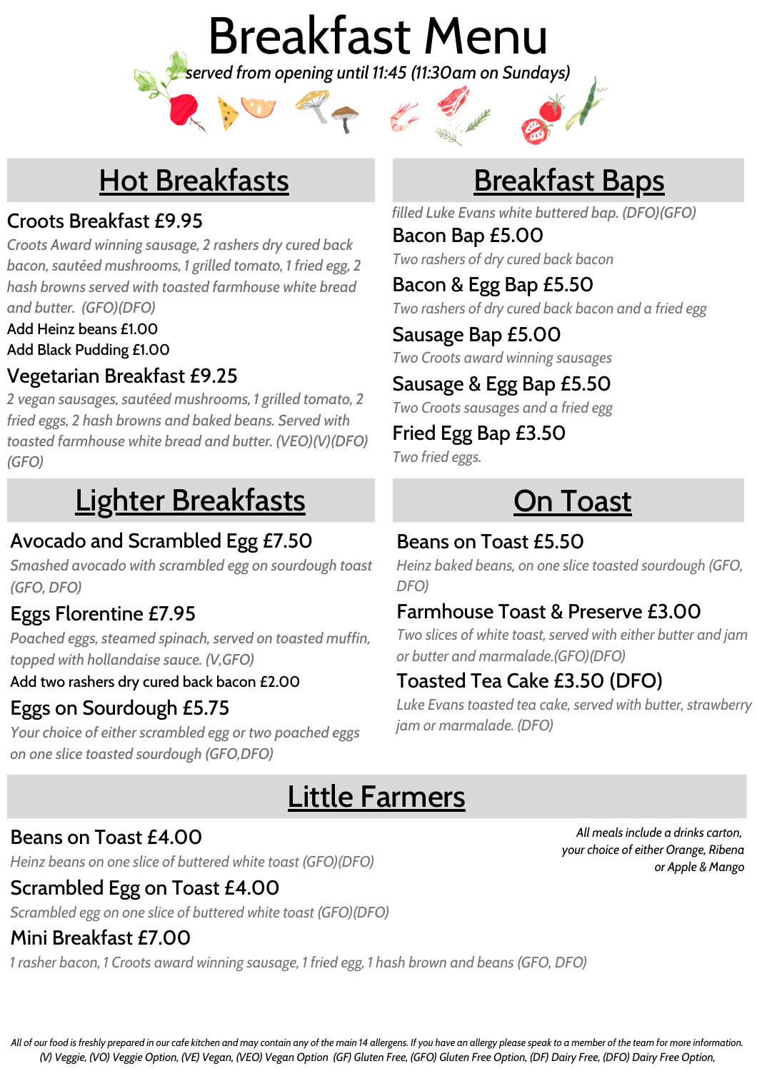# Breakfast Menu

*served from opening until 11:45 (11:30am on Sundays)*

## Hot Breakfasts

### Croots Breakfast £9.95

*Croots Award winning sausage, 2 rashers dry cured back bacon, sautéed mushrooms, 1 grilled tomato, 1 fried egg, 2 hash browns served with toasted farmhouse white bread and butter. (GFO)(DFO)*

Add Heinz beans £1.00

Add Black Pudding £1.00

### Vegetarian Breakfast £9.25

*2 vegan sausages, sautéed mushrooms, 1 grilled tomato, 2 fried eggs, 2 hash browns and baked beans. Served with toasted farmhouse white bread and butter. (VEO)(V)(DFO)(GFO)*

## Lighter Breakfasts

### Avocado and Scrambled Egg £7.50

*Smashed avocado with scrambled egg on sourdough toast (GFO, DFO)*

### Eggs Florentine £7.95

*Poached eggs, steamed spinach, served on toasted muffin, topped with hollandaise sauce. (V,GFO)*

Add two rashers dry cured back bacon £2.00

### Eggs on Sourdough £5.75

*Your choice of either scrambled egg or two poached eggs on one slice toasted sourdough (GFO,DFO)*

## Breakfast Baps

*filled Luke Evans white buttered bap. (DFO)(GFO)*

### Bacon Bap £5.00

*Two rashers of dry cured back bacon*

### Bacon & Egg Bap £5.50

*Two rashers of dry cured back bacon and a fried egg*

### Sausage Bap £5.00

*Two Croots award winning sausages*

### Sausage & Egg Bap £5.50

*Two Croots sausages and a fried egg*

### Fried Egg Bap £3.50

*Two fried eggs.*

## On Toast

### Beans on Toast £5.50

*Heinz baked beans, on one slice toasted sourdough (GFO, DFO)*

### Farmhouse Toast & Preserve £3.00

*Two slices of white toast, served with either butter and jam or butter and marmalade.(GFO)(DFO)*

### Toasted Tea Cake £3.50 (DFO)

*Luke Evans toasted tea cake, served with butter, strawberry jam or marmalade. (DFO)*

## Little Farmers

*All meals include a drinks carton, your choice of either Orange, Ribena or Apple & Mango*

### Beans on Toast £4.00

*Heinz beans on one slice of buttered white toast (GFO)(DFO)*

### Scrambled Egg on Toast £4.00

*Scrambled egg on one slice of buttered white toast (GFO)(DFO)*

### Mini Breakfast £7.00

*1 rasher bacon, 1 Croots award winning sausage, 1 fried egg, 1 hash brown and beans (GFO, DFO)*

*All of our food is freshly prepared in our cafe kitchen and may contain any of the main 14 allergens. If you have an allergy please speak to a member of the team for more information.*
*(V) Veggie, (VO) Veggie Option, (VE) Vegan, (VEO) Vegan Option (GF) Gluten Free, (GFO) Gluten Free Option, (DF) Dairy Free, (DFO) Dairy Free Option,*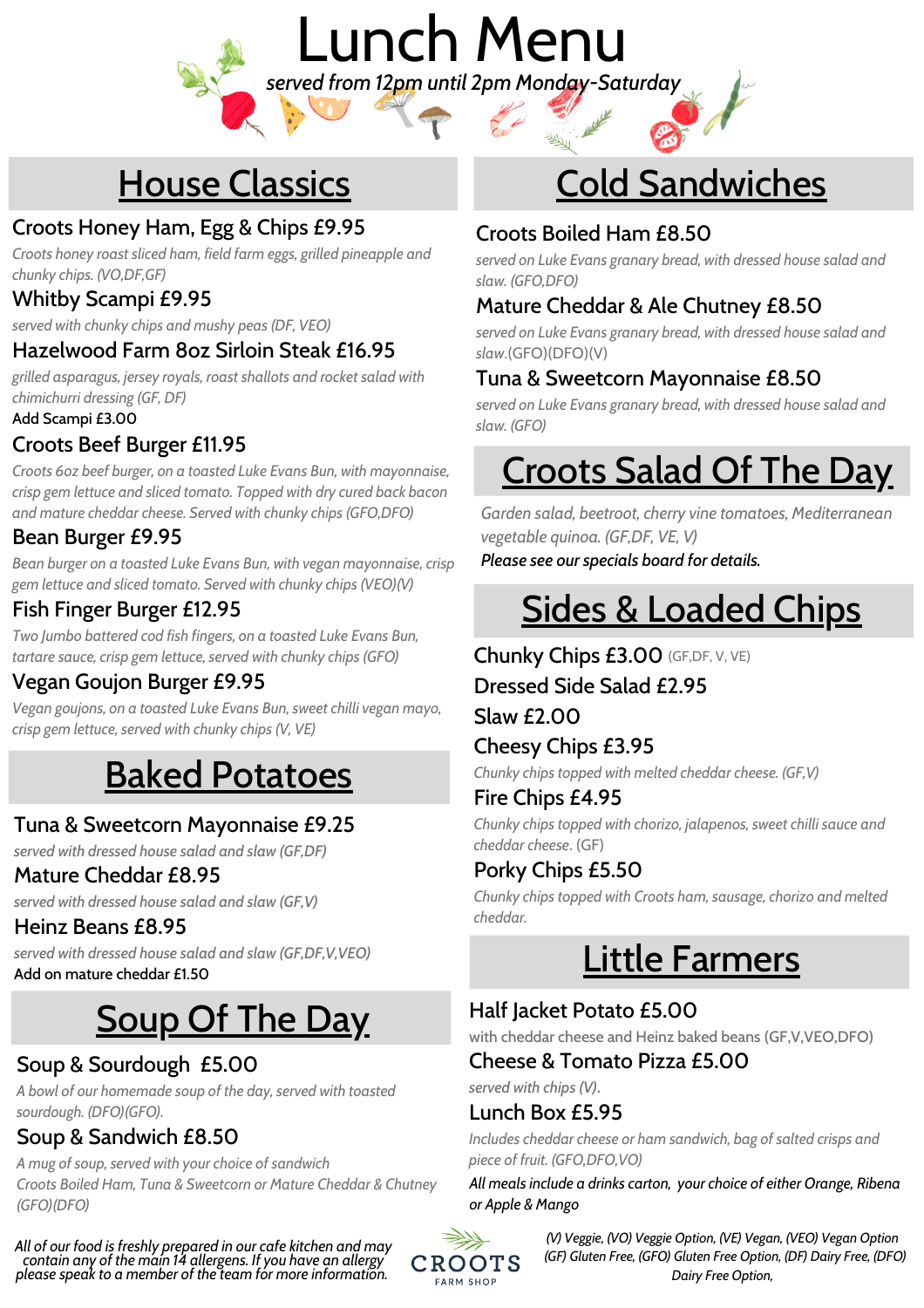# Lunch Menu

*served from 12pm until 2pm Monday-Saturday*

## House Classics

### Croots Honey Ham, Egg & Chips £9.95

*Croots honey roast sliced ham, field farm eggs, grilled pineapple and chunky chips. (VO,DF,GF)*

### Whitby Scampi £9.95

*served with chunky chips and mushy peas (DF, VEO)*

### Hazelwood Farm 8oz Sirloin Steak £16.95

*grilled asparagus, jersey royals, roast shallots and rocket salad with chimichurri dressing (GF, DF)*

Add Scampi £3.00

### Croots Beef Burger £11.95

*Croots 6oz beef burger, on a toasted Luke Evans Bun, with mayonnaise, crisp gem lettuce and sliced tomato. Topped with dry cured back bacon and mature cheddar cheese. Served with chunky chips (GFO,DFO)*

### Bean Burger £9.95

*Bean burger on a toasted Luke Evans Bun, with vegan mayonnaise, crisp gem lettuce and sliced tomato. Served with chunky chips (VEO)(V)*

### Fish Finger Burger £12.95

*Two Jumbo battered cod fish fingers, on a toasted Luke Evans Bun, tartare sauce, crisp gem lettuce, served with chunky chips (GFO)*

### Vegan Goujon Burger £9.95

*Vegan goujons, on a toasted Luke Evans Bun, sweet chilli vegan mayo, crisp gem lettuce, served with chunky chips (V, VE)*

## Baked Potatoes

### Tuna & Sweetcorn Mayonnaise £9.25

*served with dressed house salad and slaw (GF,DF)*

### Mature Cheddar £8.95

*served with dressed house salad and slaw (GF,V)*

### Heinz Beans £8.95

*served with dressed house salad and slaw (GF,DF,V,VEO)*

Add on mature cheddar £1.50

## Soup Of The Day

### Soup & Sourdough £5.00

*A bowl of our homemade soup of the day, served with toasted sourdough. (DFO)(GFO).*

### Soup & Sandwich £8.50

*A mug of soup, served with your choice of sandwich Croots Boiled Ham, Tuna & Sweetcorn or Mature Cheddar & Chutney (GFO)(DFO)*

## Cold Sandwiches

### Croots Boiled Ham £8.50

*served on Luke Evans granary bread, with dressed house salad and slaw. (GFO,DFO)*

### Mature Cheddar & Ale Chutney £8.50

*served on Luke Evans granary bread, with dressed house salad and slaw.(GFO)(DFO)(V)*

### Tuna & Sweetcorn Mayonnaise £8.50

*served on Luke Evans granary bread, with dressed house salad and slaw. (GFO)*

## Croots Salad Of The Day

*Garden salad, beetroot, cherry vine tomatoes, Mediterranean vegetable quinoa. (GF,DF, VE, V)*

*Please see our specials board for details.*

## Sides & Loaded Chips

### Chunky Chips £3.00 (GF,DF, V, VE)

### Dressed Side Salad £2.95

### Slaw £2.00

### Cheesy Chips £3.95

*Chunky chips topped with melted cheddar cheese. (GF,V)*

### Fire Chips £4.95

*Chunky chips topped with chorizo, jalapenos, sweet chilli sauce and cheddar cheese. (GF)*

### Porky Chips £5.50

*Chunky chips topped with Croots ham, sausage, chorizo and melted cheddar.*

## Little Farmers

### Half Jacket Potato £5.00

with cheddar cheese and Heinz baked beans (GF,V,VEO,DFO)

### Cheese & Tomato Pizza £5.00

*served with chips (V).*

### Lunch Box £5.95

*Includes cheddar cheese or ham sandwich, bag of salted crisps and piece of fruit. (GFO,DFO,VO)*

*All meals include a drinks carton, your choice of either Orange, Ribena or Apple & Mango*

---

*All of our food is freshly prepared in our cafe kitchen and may contain any of the main 14 allergens. If you have an allergy please speak to a member of the team for more information.*

CROOTS FARM SHOP

*(V) Veggie, (VO) Veggie Option, (VE) Vegan, (VEO) Vegan Option (GF) Gluten Free, (GFO) Gluten Free Option, (DF) Dairy Free, (DFO) Dairy Free Option,*